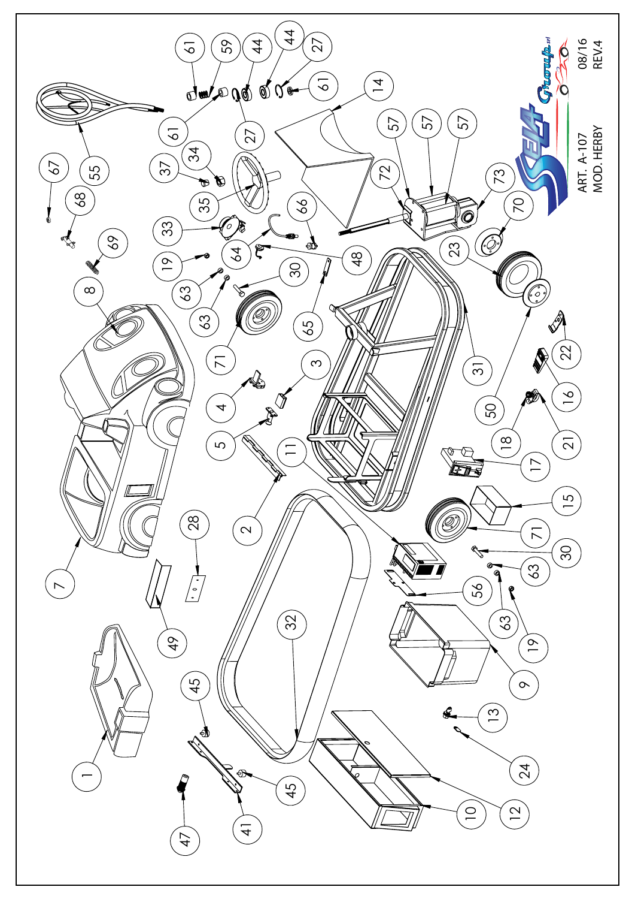ART. A-107
MOD. HERBY

08/16
REV.4

1 2 3 4 5 7 8 9 10 11 12 13 14 15 16 17 18 19 21 22 23 24 27 28 30 31 32 33 34 35 37 41 44 45 47 48 49 50 55 56 57 59 61 63 64 65 66 67 68 69 70 71 72 73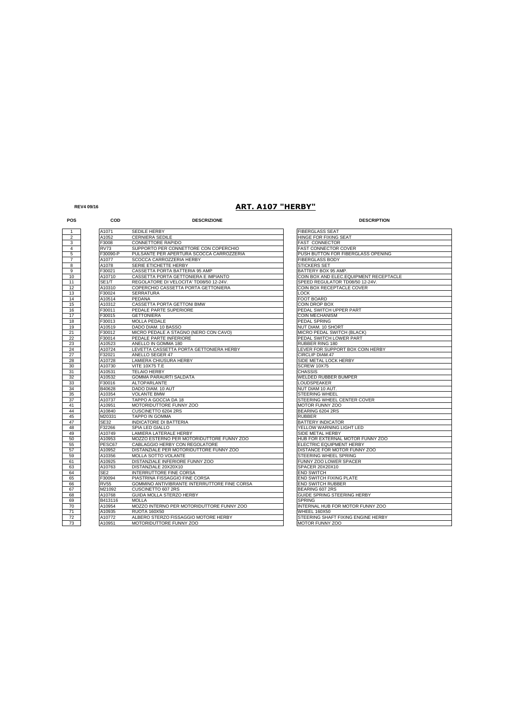REV4 09/16

# ART. A107 "HERBY"

| POS | COD | DESCRIZIONE | DESCRIPTION |
|---|---|---|---|
| 1 | A1071 | SEDILE HERBY | FIBERGLASS SEAT |
| 2 | A1052 | CERNIERA SEDILE | HINGE FOR FIXING SEAT |
| 3 | F3008 | CONNETTORE RAPIDO | FAST CONNECTOR |
| 4 | RV73 | SUPPORTO PER CONNETTORE CON COPERCHIO | FAST CONNECTOR COVER |
| 5 | F30090-P | PULSANTE PER APERTURA SCOCCA CARROZZERIA | PUSH BUTTON FOR FIBERGLASS OPENING |
| 7 | A1077 | SCOCCA CARROZZERIA HERBY | FIBERGLASS BODY |
| 8 | A1078 | SERIE ETICHETTE HERBY | STICKERS SET |
| 9 | F30021 | CASSETTA PORTA BATTERIA 95 AMP | BATTERY BOX 95 AMP. |
| 10 | A10710 | CASSETTA PORTA GETTONIERA E IMPIANTO | COIN BOX AND ELEC.EQUIPMENT RECEPTACLE |
| 11 | SE1/T | REGOLATORE DI VELOCITA' TD08/50 12-24V. | SPEED REGULATOR TD08/50 12-24V. |
| 12 | A10310 | COPERCHIO CASSETTA PORTA GETTONIERA | COIN BOX RECEPTACLE COVER |
| 13 | F30024 | SERRATURA | LOCK |
| 14 | A10514 | PEDANA | FOOT BOARD |
| 15 | A10312 | CASSETTA PORTA GETTONI BMW | COIN DROP BOX |
| 16 | F30011 | PEDALE PARTE SUPERIORE | PEDAL SWITCH UPPER PART |
| 17 | F30015 | GETTONIERA | COIN MECHANISM |
| 18 | F30013 | MOLLA PEDALE | PEDAL SPRING |
| 19 | A10519 | DADO DIAM. 10 BASSO | NUT DIAM. 10 SHORT |
| 21 | F30012 | MICRO PEDALE A STAGNO (NERO CON CAVO) | MICRO PEDAL SWITCH (BLACK) |
| 22 | F30014 | PEDALE PARTE INFERIORE | PEDAL SWITCH LOWER PART |
| 23 | A10523 | ANELLO IN GOMMA 180 | RUBBER RING 180 |
| 24 | A10724 | LEVETTA CASSETTA PORTA GETTONIERA HERBY | LEVER FOR SUPPORT BOX COIN HERBY |
| 27 | F32021 | ANELLO SEGER 47 | CIRCLIP DIAM.47 |
| 28 | A10728 | LAMIERA CHIUSURA HERBY | SIDE METAL LOCK HERBY |
| 30 | A10730 | VITE 10X75 T.E | SCREW 10X75 |
| 31 | A10531 | TELAIO HERBY | CHASSIS |
| 32 | A10532 | GOMMA PARAURTI SALDATA | WELDED RUBBER BUMPER |
| 33 | F30016 | ALTOPARLANTE | LOUDSPEAKER |
| 34 | B40628 | DADO DIAM. 10 AUT | NUT DIAM 10 AUT. |
| 35 | A10354 | VOLANTE BMW | STEERING WHEEL |
| 37 | A10737 | TAPPO A GOCCIA DA 18 | STEERING WHEEL CENTER COVER |
| 41 | A10951 | MOTORIDUTTORE FUNNY ZOO | MOTOR FUNNY ZOO |
| 44 | A10840 | CUSCINETTO 6204 2RS | BEARING 6204 2RS |
| 45 | M20331 | TAPPO IN GOMMA | RUBBER |
| 47 | SE32 | INDICATORE DI BATTERIA | BATTERY INDICATOR |
| 48 | F32266 | SPIA LED GIALLO | YELLOW WARNING LIGHT LED |
| 49 | A10749 | LAMIERA LATERALE HERBY | SIDE METAL HERBY |
| 50 | A10953 | MOZZO ESTERNO PER MOTORIDUTTORE FUNNY ZOO | HUB FOR EXTERNAL MOTOR FUNNY ZOO |
| 55 | PESC67 | CABLAGGIO HERBY CON REGOLATORE | ELECTRIC EQUIPMENT HERBY |
| 57 | A10952 | DISTANZIALE PER MOTORIDUTTORE FUNNY ZOO | DISTANCE FOR MOTOR FUNNY ZOO |
| 59 | A10356 | MOLLA SOTTO VOLANTE | STEERING WHEEL SPRING |
| 61 | A10925 | DISTANZIALE INFERIORE FUNNY ZOO | FUNNY ZOO LOWER SPACER |
| 63 | A10763 | DISTANZIALE 20X20X10 | SPACER 20X20X10 |
| 64 | SE2 | INTERRUTTORE FINE CORSA | END SWITCH |
| 65 | F30094 | PIASTRINA FISSAGGIO FINE CORSA | END SWITCH FIXING PLATE |
| 66 | RV55 | GOMMINO ANTIVIBRANTE INTERRUTTORE FINE CORSA | END SWITCH RUBBER |
| 67 | M21092 | CUSCINETTO 607 2RS | BEARING 607 2RS |
| 68 | A10768 | GUIDA MOLLA STERZO HERBY | GUIDE SPRING STEERING HERBY |
| 69 | B413116 | MOLLA | SPRING |
| 70 | A10954 | MOZZO INTERNO PER MOTORIDUTTORE FUNNY ZOO | INTERNAL HUB FOR MOTOR FUNNY ZOO |
| 71 | A10935 | RUOTA 160X50 | WHEEL 160X50 |
| 72 | A10772 | ALBERO STERZO FISSAGGIO MOTORE HERBY | STEERING SHAFT FIXING ENGINE HERBY |
| 73 | A10951 | MOTORIDUTTORE FUNNY ZOO | MOTOR FUNNY ZOO |